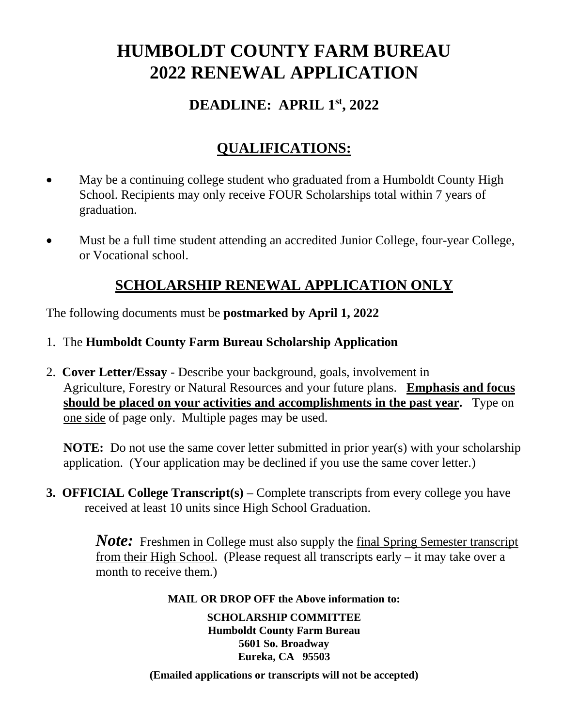# HUMBOLDT COUNTY FARM BUREAU
# 2022 RENEWAL APPLICATION

## DEADLINE: APRIL 1st, 2022

## QUALIFICATIONS:

- May be a continuing college student who graduated from a Humboldt County High School. Recipients may only receive FOUR Scholarships total within 7 years of graduation.
- Must be a full time student attending an accredited Junior College, four-year College, or Vocational school.

## SCHOLARSHIP RENEWAL APPLICATION ONLY

The following documents must be **postmarked by April 1, 2022**

1. The **Humboldt County Farm Bureau Scholarship Application**

2. **Cover Letter/Essay** - Describe your background, goals, involvement in Agriculture, Forestry or Natural Resources and your future plans. **Emphasis and focus should be placed on your activities and accomplishments in the past year.** Type on one side of page only. Multiple pages may be used.

   **NOTE:** Do not use the same cover letter submitted in prior year(s) with your scholarship application. (Your application may be declined if you use the same cover letter.)

3. **OFFICIAL College Transcript(s)** – Complete transcripts from every college you have received at least 10 units since High School Graduation.

   ***Note:*** Freshmen in College must also supply the final Spring Semester transcript from their High School. (Please request all transcripts early – it may take over a month to receive them.)

**MAIL OR DROP OFF the Above information to:**

**SCHOLARSHIP COMMITTEE**
**Humboldt County Farm Bureau**
**5601 So. Broadway**
**Eureka, CA 95503**

**(Emailed applications or transcripts will not be accepted)**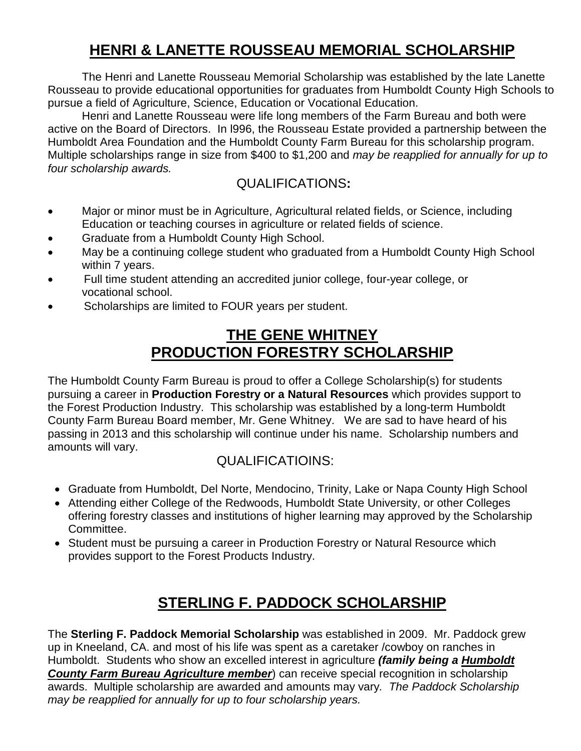# HENRI & LANETTE ROUSSEAU MEMORIAL SCHOLARSHIP

The Henri and Lanette Rousseau Memorial Scholarship was established by the late Lanette Rousseau to provide educational opportunities for graduates from Humboldt County High Schools to pursue a field of Agriculture, Science, Education or Vocational Education.

Henri and Lanette Rousseau were life long members of the Farm Bureau and both were active on the Board of Directors. In l996, the Rousseau Estate provided a partnership between the Humboldt Area Foundation and the Humboldt County Farm Bureau for this scholarship program. Multiple scholarships range in size from $400 to $1,200 and *may be reapplied for annually for up to four scholarship awards.*

## QUALIFICATIONS:

- Major or minor must be in Agriculture, Agricultural related fields, or Science, including Education or teaching courses in agriculture or related fields of science.
- Graduate from a Humboldt County High School.
- May be a continuing college student who graduated from a Humboldt County High School within 7 years.
- Full time student attending an accredited junior college, four-year college, or vocational school.
- Scholarships are limited to FOUR years per student.

# THE GENE WHITNEY PRODUCTION FORESTRY SCHOLARSHIP

The Humboldt County Farm Bureau is proud to offer a College Scholarship(s) for students pursuing a career in **Production Forestry or a Natural Resources** which provides support to the Forest Production Industry. This scholarship was established by a long-term Humboldt County Farm Bureau Board member, Mr. Gene Whitney. We are sad to have heard of his passing in 2013 and this scholarship will continue under his name. Scholarship numbers and amounts will vary.

## QUALIFICATIOINS:

- Graduate from Humboldt, Del Norte, Mendocino, Trinity, Lake or Napa County High School
- Attending either College of the Redwoods, Humboldt State University, or other Colleges offering forestry classes and institutions of higher learning may approved by the Scholarship Committee.
- Student must be pursuing a career in Production Forestry or Natural Resource which provides support to the Forest Products Industry.

# STERLING F. PADDOCK SCHOLARSHIP

The **Sterling F. Paddock Memorial Scholarship** was established in 2009. Mr. Paddock grew up in Kneeland, CA. and most of his life was spent as a caretaker /cowboy on ranches in Humboldt. Students who show an excelled interest in agriculture ***(family being a Humboldt County Farm Bureau Agriculture member***) can receive special recognition in scholarship awards. Multiple scholarship are awarded and amounts may vary*. The Paddock Scholarship may be reapplied for annually for up to four scholarship years.*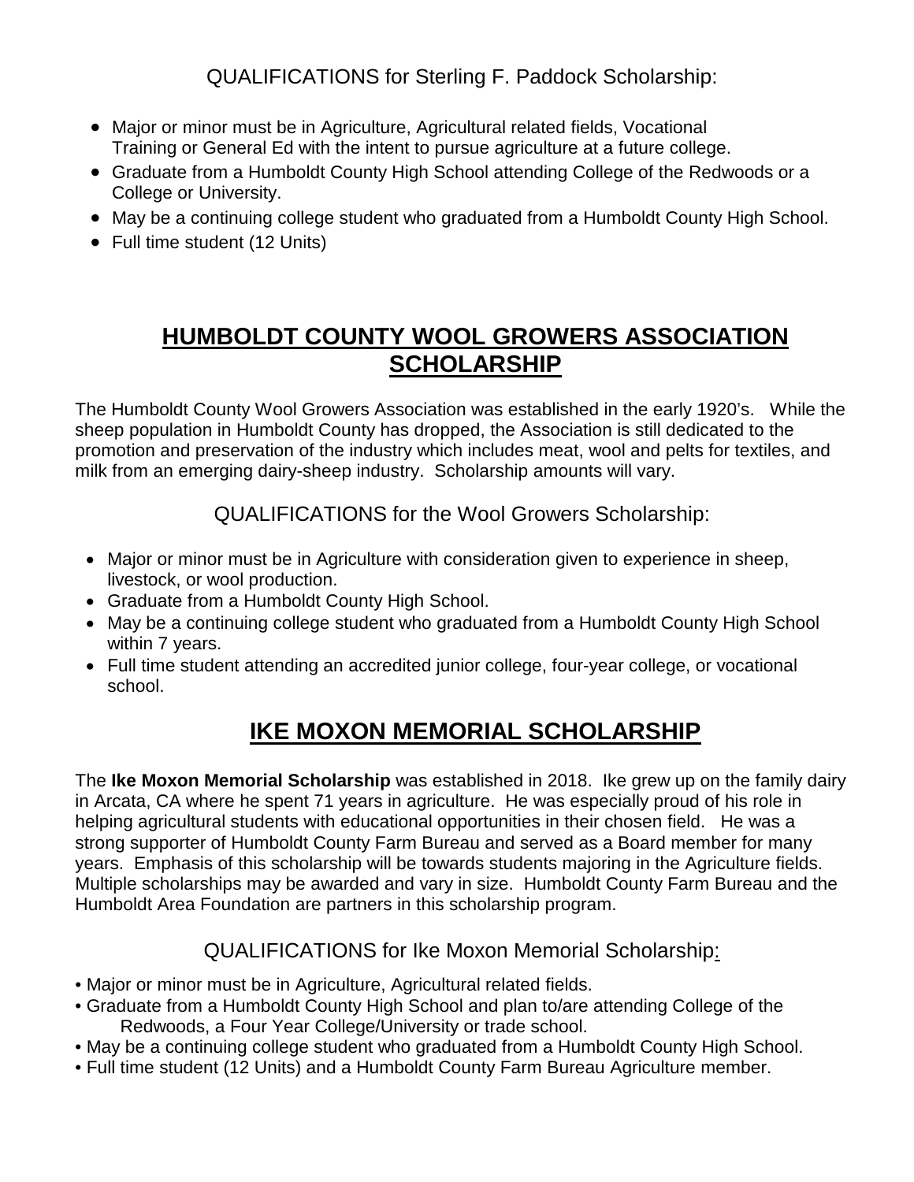QUALIFICATIONS for Sterling F. Paddock Scholarship:

- Major or minor must be in Agriculture, Agricultural related fields, Vocational Training or General Ed with the intent to pursue agriculture at a future college.
- Graduate from a Humboldt County High School attending College of the Redwoods or a College or University.
- May be a continuing college student who graduated from a Humboldt County High School.
- Full time student (12 Units)

## HUMBOLDT COUNTY WOOL GROWERS ASSOCIATION SCHOLARSHIP

The Humboldt County Wool Growers Association was established in the early 1920's. While the sheep population in Humboldt County has dropped, the Association is still dedicated to the promotion and preservation of the industry which includes meat, wool and pelts for textiles, and milk from an emerging dairy-sheep industry. Scholarship amounts will vary.

QUALIFICATIONS for the Wool Growers Scholarship:

- Major or minor must be in Agriculture with consideration given to experience in sheep, livestock, or wool production.
- Graduate from a Humboldt County High School.
- May be a continuing college student who graduated from a Humboldt County High School within 7 years.
- Full time student attending an accredited junior college, four-year college, or vocational school.

## IKE MOXON MEMORIAL SCHOLARSHIP

The **Ike Moxon Memorial Scholarship** was established in 2018. Ike grew up on the family dairy in Arcata, CA where he spent 71 years in agriculture. He was especially proud of his role in helping agricultural students with educational opportunities in their chosen field. He was a strong supporter of Humboldt County Farm Bureau and served as a Board member for many years. Emphasis of this scholarship will be towards students majoring in the Agriculture fields. Multiple scholarships may be awarded and vary in size. Humboldt County Farm Bureau and the Humboldt Area Foundation are partners in this scholarship program.

QUALIFICATIONS for Ike Moxon Memorial Scholarship:

- Major or minor must be in Agriculture, Agricultural related fields.
- Graduate from a Humboldt County High School and plan to/are attending College of the Redwoods, a Four Year College/University or trade school.
- May be a continuing college student who graduated from a Humboldt County High School.
- Full time student (12 Units) and a Humboldt County Farm Bureau Agriculture member.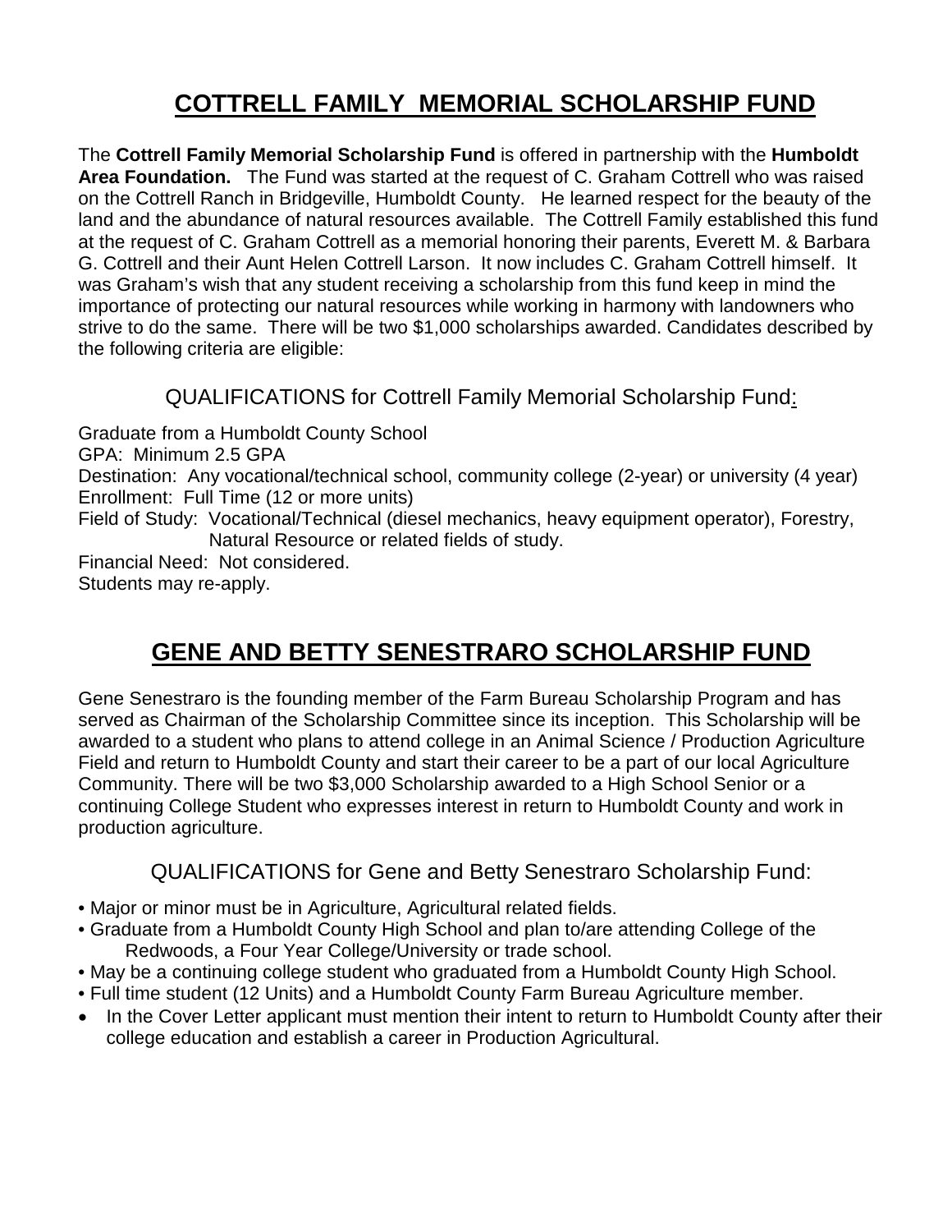# COTTRELL FAMILY MEMORIAL SCHOLARSHIP FUND

The **Cottrell Family Memorial Scholarship Fund** is offered in partnership with the **Humboldt Area Foundation.** The Fund was started at the request of C. Graham Cottrell who was raised on the Cottrell Ranch in Bridgeville, Humboldt County. He learned respect for the beauty of the land and the abundance of natural resources available. The Cottrell Family established this fund at the request of C. Graham Cottrell as a memorial honoring their parents, Everett M. & Barbara G. Cottrell and their Aunt Helen Cottrell Larson. It now includes C. Graham Cottrell himself. It was Graham's wish that any student receiving a scholarship from this fund keep in mind the importance of protecting our natural resources while working in harmony with landowners who strive to do the same. There will be two $1,000 scholarships awarded. Candidates described by the following criteria are eligible:

## QUALIFICATIONS for Cottrell Family Memorial Scholarship Fund:

Graduate from a Humboldt County School
GPA: Minimum 2.5 GPA
Destination: Any vocational/technical school, community college (2-year) or university (4 year)
Enrollment: Full Time (12 or more units)
Field of Study: Vocational/Technical (diesel mechanics, heavy equipment operator), Forestry, Natural Resource or related fields of study.
Financial Need: Not considered.
Students may re-apply.

# GENE AND BETTY SENESTRARO SCHOLARSHIP FUND

Gene Senestraro is the founding member of the Farm Bureau Scholarship Program and has served as Chairman of the Scholarship Committee since its inception. This Scholarship will be awarded to a student who plans to attend college in an Animal Science / Production Agriculture Field and return to Humboldt County and start their career to be a part of our local Agriculture Community. There will be two $3,000 Scholarship awarded to a High School Senior or a continuing College Student who expresses interest in return to Humboldt County and work in production agriculture.

## QUALIFICATIONS for Gene and Betty Senestraro Scholarship Fund:

- Major or minor must be in Agriculture, Agricultural related fields.
- Graduate from a Humboldt County High School and plan to/are attending College of the Redwoods, a Four Year College/University or trade school.
- May be a continuing college student who graduated from a Humboldt County High School.
- Full time student (12 Units) and a Humboldt County Farm Bureau Agriculture member.
- In the Cover Letter applicant must mention their intent to return to Humboldt County after their college education and establish a career in Production Agricultural.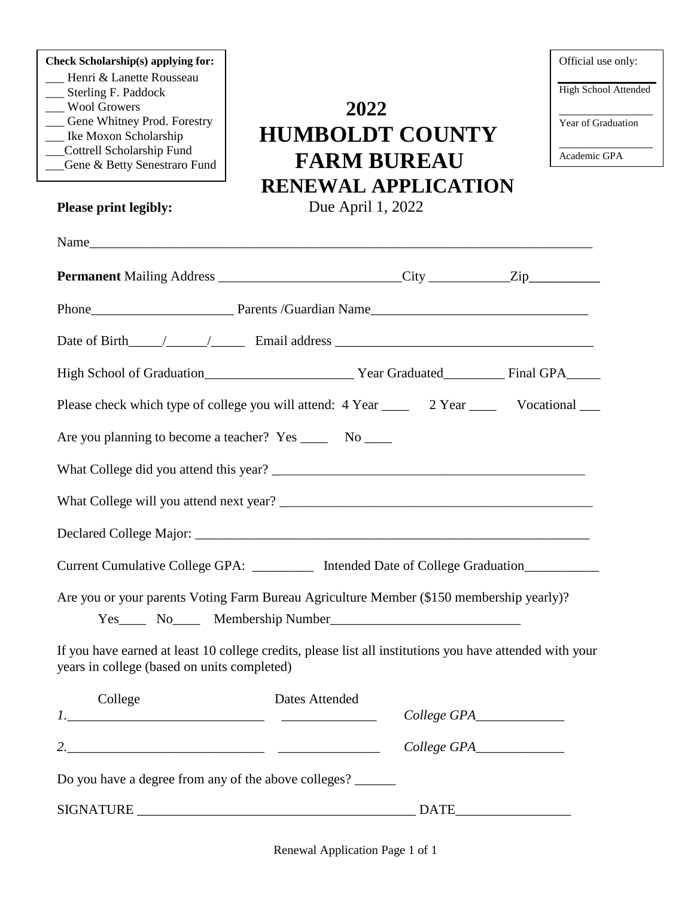**Check Scholarship(s) applying for:**

___ Henri & Lanette Rousseau
___ Sterling F. Paddock
___ Wool Growers
___ Gene Whitney Prod. Forestry
___ Ike Moxon Scholarship
___Cottrell Scholarship Fund
___Gene & Betty Senestraro Fund

# 2022
# HUMBOLDT COUNTY
# FARM BUREAU
## RENEWAL APPLICATION

Official use only:

High School Attended

________________
Year of Graduation

________________
Academic GPA

**Please print legibly:** Due April 1, 2022

Name___________________________________________________________________________

**Permanent** Mailing Address ___________________________City ____________Zip__________

Phone_____________________ Parents /Guardian Name________________________________

Date of Birth_____/______/_____ Email address ______________________________________

High School of Graduation______________________ Year Graduated_________ Final GPA_____

Please check which type of college you will attend: 4 Year ____ 2 Year ____ Vocational ___

Are you planning to become a teacher? Yes ____ No ____

What College did you attend this year? _______________________________________________

What College will you attend next year? _______________________________________________

Declared College Major: ____________________________________________________________

Current Cumulative College GPA: _________ Intended Date of College Graduation___________

Are you or your parents Voting Farm Bureau Agriculture Member ($150 membership yearly)?

Yes____ No____ Membership Number____________________________

If you have earned at least 10 college credits, please list all institutions you have attended with your years in college (based on units completed)

| College | Dates Attended | |
|---|---|---|
| *1.*_____________________________ | ______________ | *College GPA*_____________ |
| *2.*_____________________________ | _______________ | *College GPA*_____________ |

Do you have a degree from any of the above colleges? ______

SIGNATURE ________________________________________ DATE_________________